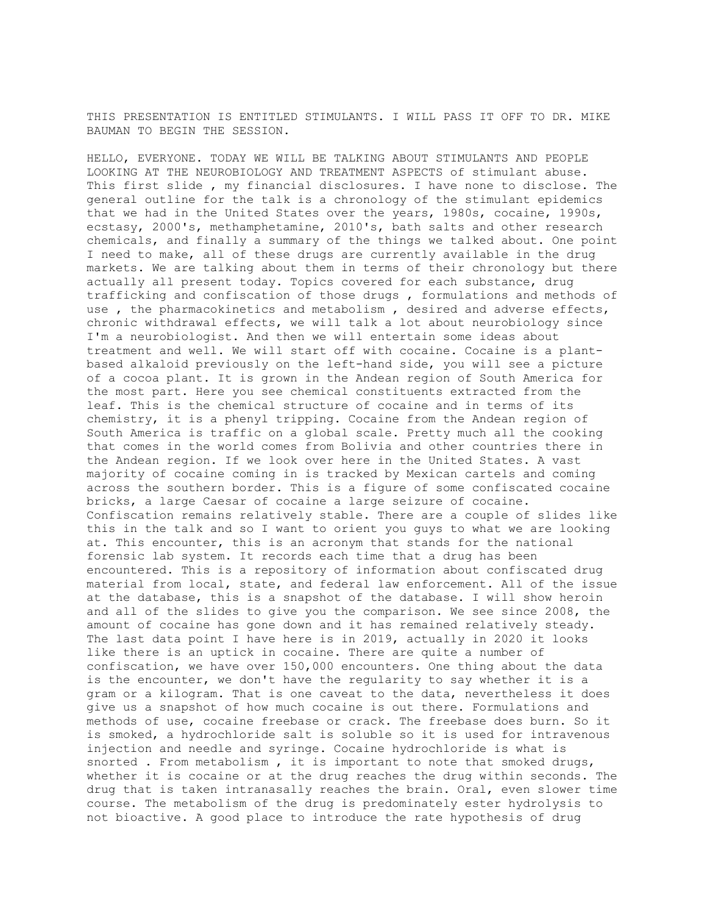THIS PRESENTATION IS ENTITLED STIMULANTS. I WILL PASS IT OFF TO DR. MIKE BAUMAN TO BEGIN THE SESSION.

HELLO, EVERYONE. TODAY WE WILL BE TALKING ABOUT STIMULANTS AND PEOPLE LOOKING AT THE NEUROBIOLOGY AND TREATMENT ASPECTS of stimulant abuse. This first slide , my financial disclosures. I have none to disclose. The general outline for the talk is a chronology of the stimulant epidemics that we had in the United States over the years, 1980s, cocaine, 1990s, ecstasy, 2000's, methamphetamine, 2010's, bath salts and other research chemicals, and finally a summary of the things we talked about. One point I need to make, all of these drugs are currently available in the drug markets. We are talking about them in terms of their chronology but there actually all present today. Topics covered for each substance, drug trafficking and confiscation of those drugs , formulations and methods of use , the pharmacokinetics and metabolism , desired and adverse effects, chronic withdrawal effects, we will talk a lot about neurobiology since I'm a neurobiologist. And then we will entertain some ideas about treatment and well. We will start off with cocaine. Cocaine is a plant-based alkaloid previously on the left-hand side, you will see a picture of a cocoa plant. It is grown in the Andean region of South America for the most part. Here you see chemical constituents extracted from the leaf. This is the chemical structure of cocaine and in terms of its chemistry, it is a phenyl tripping. Cocaine from the Andean region of South America is traffic on a global scale. Pretty much all the cooking that comes in the world comes from Bolivia and other countries there in the Andean region. If we look over here in the United States. A vast majority of cocaine coming in is tracked by Mexican cartels and coming across the southern border. This is a figure of some confiscated cocaine bricks, a large Caesar of cocaine a large seizure of cocaine. Confiscation remains relatively stable. There are a couple of slides like this in the talk and so I want to orient you guys to what we are looking at. This encounter, this is an acronym that stands for the national forensic lab system. It records each time that a drug has been encountered. This is a repository of information about confiscated drug material from local, state, and federal law enforcement. All of the issue at the database, this is a snapshot of the database. I will show heroin and all of the slides to give you the comparison. We see since 2008, the amount of cocaine has gone down and it has remained relatively steady. The last data point I have here is in 2019, actually in 2020 it looks like there is an uptick in cocaine. There are quite a number of confiscation, we have over 150,000 encounters. One thing about the data is the encounter, we don't have the regularity to say whether it is a gram or a kilogram. That is one caveat to the data, nevertheless it does give us a snapshot of how much cocaine is out there. Formulations and methods of use, cocaine freebase or crack. The freebase does burn. So it is smoked, a hydrochloride salt is soluble so it is used for intravenous injection and needle and syringe. Cocaine hydrochloride is what is snorted . From metabolism , it is important to note that smoked drugs, whether it is cocaine or at the drug reaches the drug within seconds. The drug that is taken intranasally reaches the brain. Oral, even slower time course. The metabolism of the drug is predominately ester hydrolysis to not bioactive. A good place to introduce the rate hypothesis of drug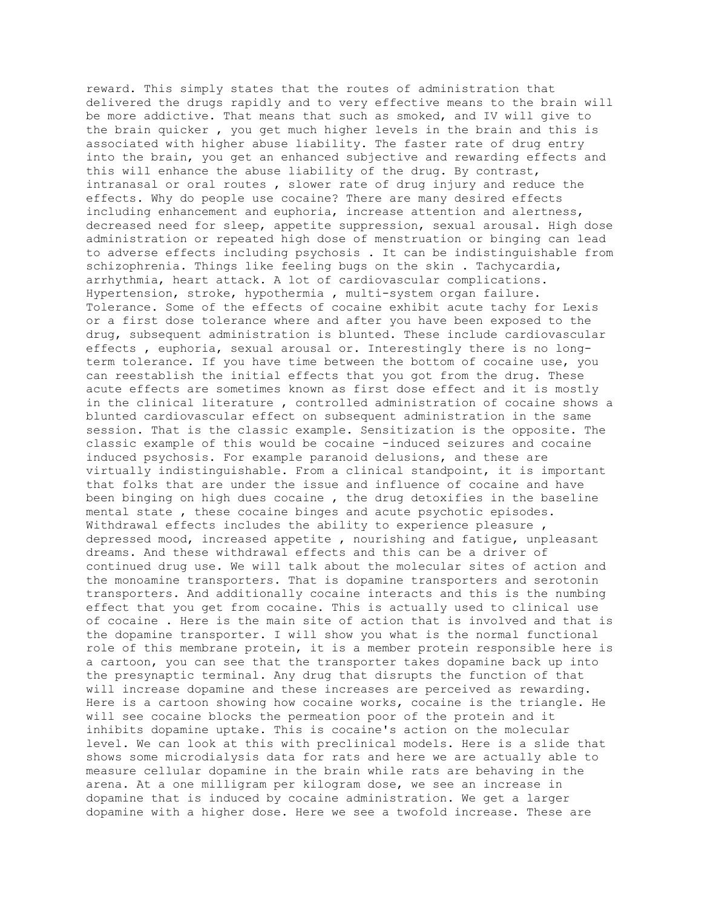reward. This simply states that the routes of administration that delivered the drugs rapidly and to very effective means to the brain will be more addictive. That means that such as smoked, and IV will give to the brain quicker , you get much higher levels in the brain and this is associated with higher abuse liability. The faster rate of drug entry into the brain, you get an enhanced subjective and rewarding effects and this will enhance the abuse liability of the drug. By contrast, intranasal or oral routes , slower rate of drug injury and reduce the effects. Why do people use cocaine? There are many desired effects including enhancement and euphoria, increase attention and alertness, decreased need for sleep, appetite suppression, sexual arousal. High dose administration or repeated high dose of menstruation or binging can lead to adverse effects including psychosis . It can be indistinguishable from schizophrenia. Things like feeling bugs on the skin . Tachycardia, arrhythmia, heart attack. A lot of cardiovascular complications. Hypertension, stroke, hypothermia , multi-system organ failure. Tolerance. Some of the effects of cocaine exhibit acute tachy for Lexis or a first dose tolerance where and after you have been exposed to the drug, subsequent administration is blunted. These include cardiovascular effects , euphoria, sexual arousal or. Interestingly there is no long-term tolerance. If you have time between the bottom of cocaine use, you can reestablish the initial effects that you got from the drug. These acute effects are sometimes known as first dose effect and it is mostly in the clinical literature , controlled administration of cocaine shows a blunted cardiovascular effect on subsequent administration in the same session. That is the classic example. Sensitization is the opposite. The classic example of this would be cocaine -induced seizures and cocaine induced psychosis. For example paranoid delusions, and these are virtually indistinguishable. From a clinical standpoint, it is important that folks that are under the issue and influence of cocaine and have been binging on high dues cocaine , the drug detoxifies in the baseline mental state , these cocaine binges and acute psychotic episodes. Withdrawal effects includes the ability to experience pleasure , depressed mood, increased appetite , nourishing and fatigue, unpleasant dreams. And these withdrawal effects and this can be a driver of continued drug use. We will talk about the molecular sites of action and the monoamine transporters. That is dopamine transporters and serotonin transporters. And additionally cocaine interacts and this is the numbing effect that you get from cocaine. This is actually used to clinical use of cocaine . Here is the main site of action that is involved and that is the dopamine transporter. I will show you what is the normal functional role of this membrane protein, it is a member protein responsible here is a cartoon, you can see that the transporter takes dopamine back up into the presynaptic terminal. Any drug that disrupts the function of that will increase dopamine and these increases are perceived as rewarding. Here is a cartoon showing how cocaine works, cocaine is the triangle. He will see cocaine blocks the permeation poor of the protein and it inhibits dopamine uptake. This is cocaine's action on the molecular level. We can look at this with preclinical models. Here is a slide that shows some microdialysis data for rats and here we are actually able to measure cellular dopamine in the brain while rats are behaving in the arena. At a one milligram per kilogram dose, we see an increase in dopamine that is induced by cocaine administration. We get a larger dopamine with a higher dose. Here we see a twofold increase. These are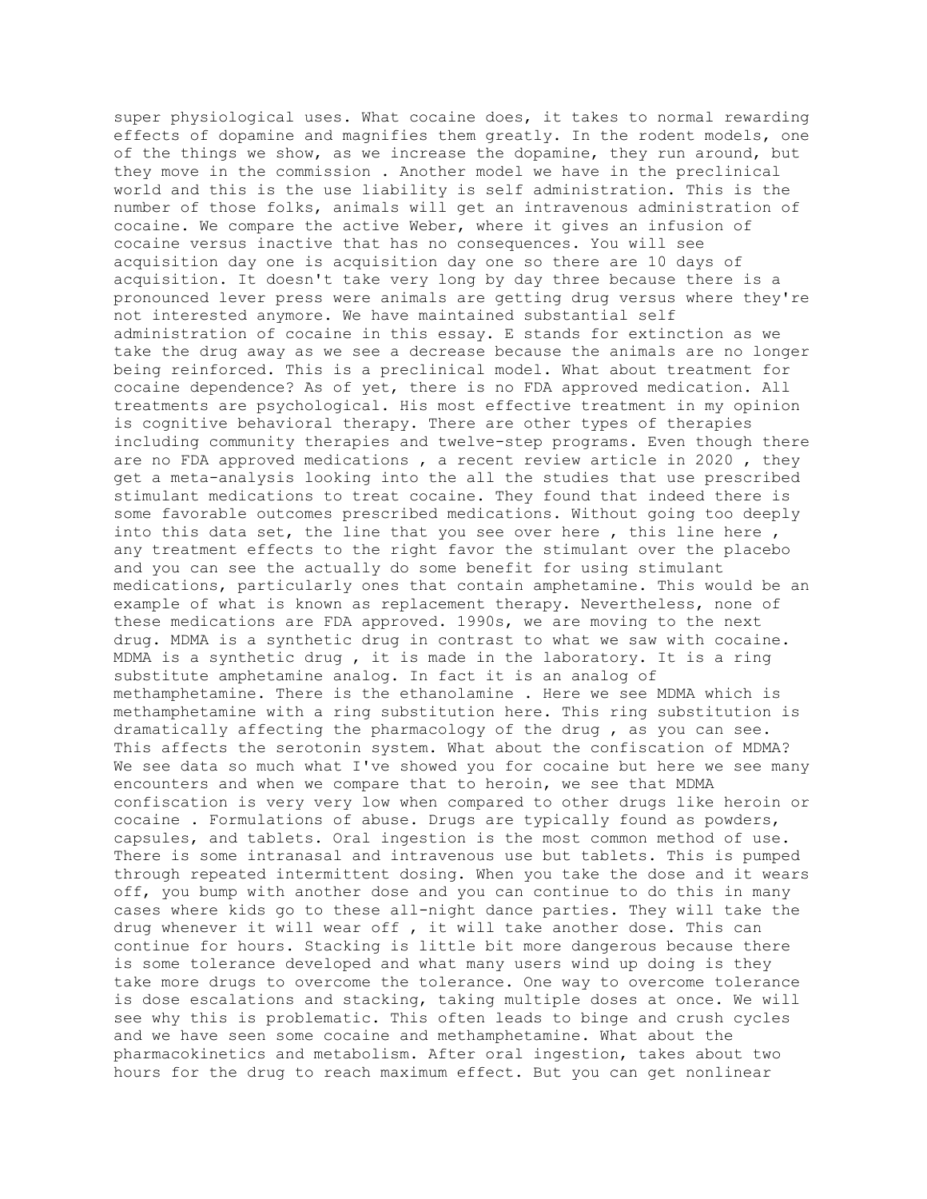super physiological uses. What cocaine does, it takes to normal rewarding effects of dopamine and magnifies them greatly. In the rodent models, one of the things we show, as we increase the dopamine, they run around, but they move in the commission . Another model we have in the preclinical world and this is the use liability is self administration. This is the number of those folks, animals will get an intravenous administration of cocaine. We compare the active Weber, where it gives an infusion of cocaine versus inactive that has no consequences. You will see acquisition day one is acquisition day one so there are 10 days of acquisition. It doesn't take very long by day three because there is a pronounced lever press were animals are getting drug versus where they're not interested anymore. We have maintained substantial self administration of cocaine in this essay. E stands for extinction as we take the drug away as we see a decrease because the animals are no longer being reinforced. This is a preclinical model. What about treatment for cocaine dependence? As of yet, there is no FDA approved medication. All treatments are psychological. His most effective treatment in my opinion is cognitive behavioral therapy. There are other types of therapies including community therapies and twelve-step programs. Even though there are no FDA approved medications , a recent review article in 2020 , they get a meta-analysis looking into the all the studies that use prescribed stimulant medications to treat cocaine. They found that indeed there is some favorable outcomes prescribed medications. Without going too deeply into this data set, the line that you see over here , this line here , any treatment effects to the right favor the stimulant over the placebo and you can see the actually do some benefit for using stimulant medications, particularly ones that contain amphetamine. This would be an example of what is known as replacement therapy. Nevertheless, none of these medications are FDA approved. 1990s, we are moving to the next drug. MDMA is a synthetic drug in contrast to what we saw with cocaine. MDMA is a synthetic drug , it is made in the laboratory. It is a ring substitute amphetamine analog. In fact it is an analog of methamphetamine. There is the ethanolamine . Here we see MDMA which is methamphetamine with a ring substitution here. This ring substitution is dramatically affecting the pharmacology of the drug , as you can see. This affects the serotonin system. What about the confiscation of MDMA? We see data so much what I've showed you for cocaine but here we see many encounters and when we compare that to heroin, we see that MDMA confiscation is very very low when compared to other drugs like heroin or cocaine . Formulations of abuse. Drugs are typically found as powders, capsules, and tablets. Oral ingestion is the most common method of use. There is some intranasal and intravenous use but tablets. This is pumped through repeated intermittent dosing. When you take the dose and it wears off, you bump with another dose and you can continue to do this in many cases where kids go to these all-night dance parties. They will take the drug whenever it will wear off , it will take another dose. This can continue for hours. Stacking is little bit more dangerous because there is some tolerance developed and what many users wind up doing is they take more drugs to overcome the tolerance. One way to overcome tolerance is dose escalations and stacking, taking multiple doses at once. We will see why this is problematic. This often leads to binge and crush cycles and we have seen some cocaine and methamphetamine. What about the pharmacokinetics and metabolism. After oral ingestion, takes about two hours for the drug to reach maximum effect. But you can get nonlinear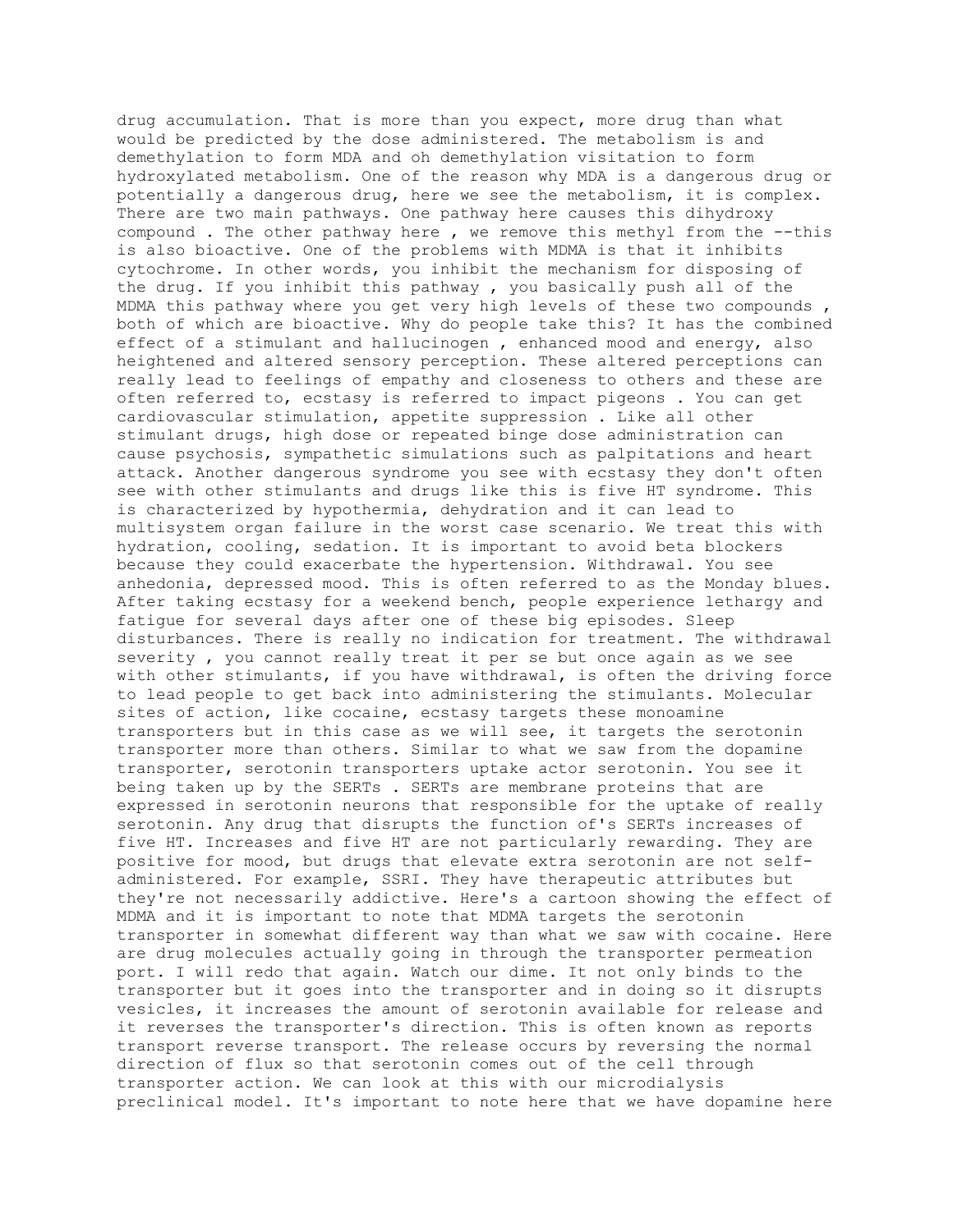drug accumulation. That is more than you expect, more drug than what would be predicted by the dose administered. The metabolism is and demethylation to form MDA and oh demethylation visitation to form hydroxylated metabolism. One of the reason why MDA is a dangerous drug or potentially a dangerous drug, here we see the metabolism, it is complex. There are two main pathways. One pathway here causes this dihydroxy compound . The other pathway here , we remove this methyl from the --this is also bioactive. One of the problems with MDMA is that it inhibits cytochrome. In other words, you inhibit the mechanism for disposing of the drug. If you inhibit this pathway , you basically push all of the MDMA this pathway where you get very high levels of these two compounds , both of which are bioactive. Why do people take this? It has the combined effect of a stimulant and hallucinogen , enhanced mood and energy, also heightened and altered sensory perception. These altered perceptions can really lead to feelings of empathy and closeness to others and these are often referred to, ecstasy is referred to impact pigeons . You can get cardiovascular stimulation, appetite suppression . Like all other stimulant drugs, high dose or repeated binge dose administration can cause psychosis, sympathetic simulations such as palpitations and heart attack. Another dangerous syndrome you see with ecstasy they don't often see with other stimulants and drugs like this is five HT syndrome. This is characterized by hypothermia, dehydration and it can lead to multisystem organ failure in the worst case scenario. We treat this with hydration, cooling, sedation. It is important to avoid beta blockers because they could exacerbate the hypertension. Withdrawal. You see anhedonia, depressed mood. This is often referred to as the Monday blues. After taking ecstasy for a weekend bench, people experience lethargy and fatigue for several days after one of these big episodes. Sleep disturbances. There is really no indication for treatment. The withdrawal severity , you cannot really treat it per se but once again as we see with other stimulants, if you have withdrawal, is often the driving force to lead people to get back into administering the stimulants. Molecular sites of action, like cocaine, ecstasy targets these monoamine transporters but in this case as we will see, it targets the serotonin transporter more than others. Similar to what we saw from the dopamine transporter, serotonin transporters uptake actor serotonin. You see it being taken up by the SERTs . SERTs are membrane proteins that are expressed in serotonin neurons that responsible for the uptake of really serotonin. Any drug that disrupts the function of's SERTs increases of five HT. Increases and five HT are not particularly rewarding. They are positive for mood, but drugs that elevate extra serotonin are not self-administered. For example, SSRI. They have therapeutic attributes but they're not necessarily addictive. Here's a cartoon showing the effect of MDMA and it is important to note that MDMA targets the serotonin transporter in somewhat different way than what we saw with cocaine. Here are drug molecules actually going in through the transporter permeation port. I will redo that again. Watch our dime. It not only binds to the transporter but it goes into the transporter and in doing so it disrupts vesicles, it increases the amount of serotonin available for release and it reverses the transporter's direction. This is often known as reports transport reverse transport. The release occurs by reversing the normal direction of flux so that serotonin comes out of the cell through transporter action. We can look at this with our microdialysis preclinical model. It's important to note here that we have dopamine here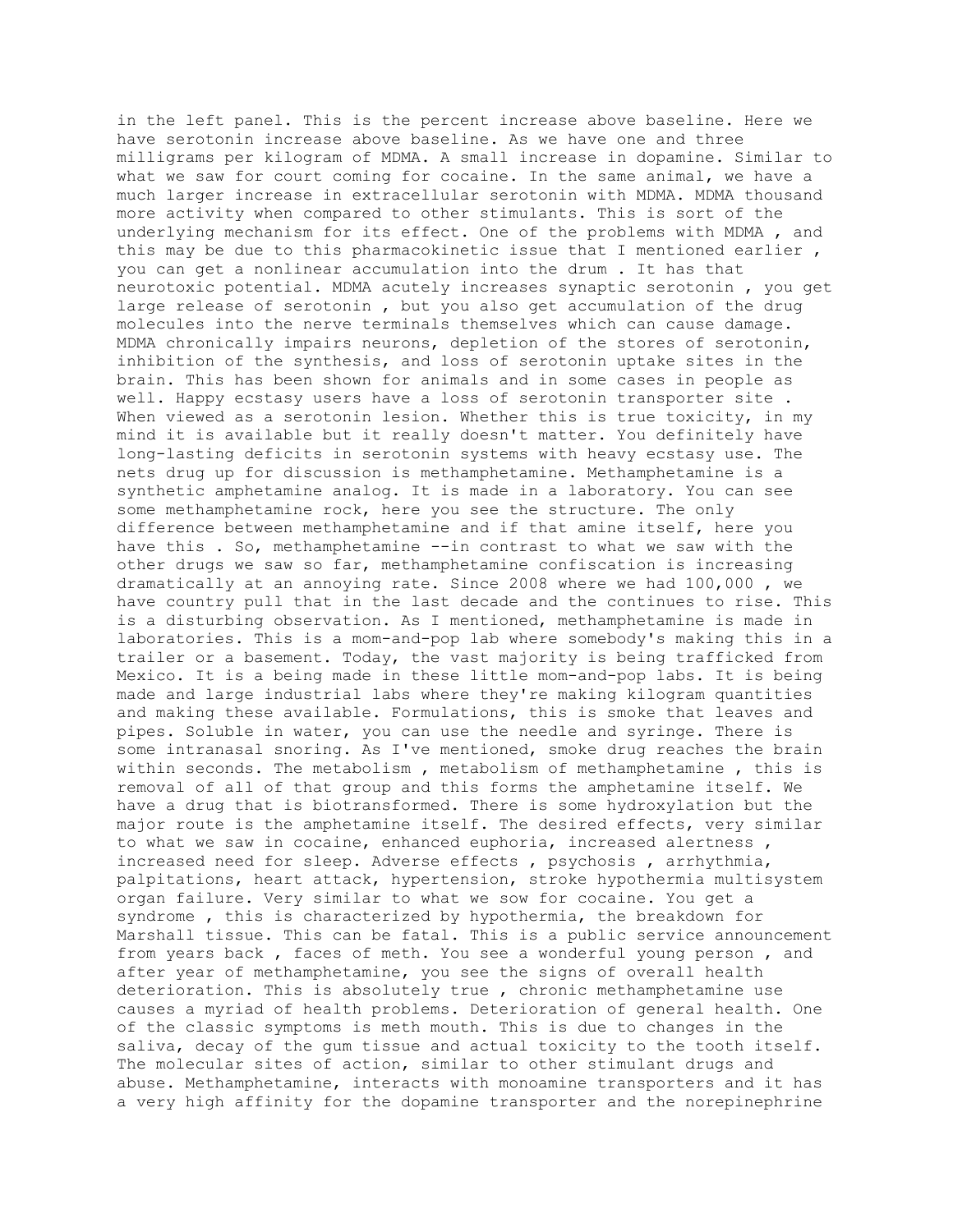in the left panel. This is the percent increase above baseline. Here we have serotonin increase above baseline. As we have one and three milligrams per kilogram of MDMA. A small increase in dopamine. Similar to what we saw for court coming for cocaine. In the same animal, we have a much larger increase in extracellular serotonin with MDMA. MDMA thousand more activity when compared to other stimulants. This is sort of the underlying mechanism for its effect. One of the problems with MDMA , and this may be due to this pharmacokinetic issue that I mentioned earlier , you can get a nonlinear accumulation into the drum . It has that neurotoxic potential. MDMA acutely increases synaptic serotonin , you get large release of serotonin , but you also get accumulation of the drug molecules into the nerve terminals themselves which can cause damage. MDMA chronically impairs neurons, depletion of the stores of serotonin, inhibition of the synthesis, and loss of serotonin uptake sites in the brain. This has been shown for animals and in some cases in people as well. Happy ecstasy users have a loss of serotonin transporter site . When viewed as a serotonin lesion. Whether this is true toxicity, in my mind it is available but it really doesn't matter. You definitely have long-lasting deficits in serotonin systems with heavy ecstasy use. The nets drug up for discussion is methamphetamine. Methamphetamine is a synthetic amphetamine analog. It is made in a laboratory. You can see some methamphetamine rock, here you see the structure. The only difference between methamphetamine and if that amine itself, here you have this . So, methamphetamine --in contrast to what we saw with the other drugs we saw so far, methamphetamine confiscation is increasing dramatically at an annoying rate. Since 2008 where we had 100,000 , we have country pull that in the last decade and the continues to rise. This is a disturbing observation. As I mentioned, methamphetamine is made in laboratories. This is a mom-and-pop lab where somebody's making this in a trailer or a basement. Today, the vast majority is being trafficked from Mexico. It is a being made in these little mom-and-pop labs. It is being made and large industrial labs where they're making kilogram quantities and making these available. Formulations, this is smoke that leaves and pipes. Soluble in water, you can use the needle and syringe. There is some intranasal snoring. As I've mentioned, smoke drug reaches the brain within seconds. The metabolism , metabolism of methamphetamine , this is removal of all of that group and this forms the amphetamine itself. We have a drug that is biotransformed. There is some hydroxylation but the major route is the amphetamine itself. The desired effects, very similar to what we saw in cocaine, enhanced euphoria, increased alertness , increased need for sleep. Adverse effects , psychosis , arrhythmia, palpitations, heart attack, hypertension, stroke hypothermia multisystem organ failure. Very similar to what we sow for cocaine. You get a syndrome , this is characterized by hypothermia, the breakdown for Marshall tissue. This can be fatal. This is a public service announcement from years back , faces of meth. You see a wonderful young person , and after year of methamphetamine, you see the signs of overall health deterioration. This is absolutely true , chronic methamphetamine use causes a myriad of health problems. Deterioration of general health. One of the classic symptoms is meth mouth. This is due to changes in the saliva, decay of the gum tissue and actual toxicity to the tooth itself. The molecular sites of action, similar to other stimulant drugs and abuse. Methamphetamine, interacts with monoamine transporters and it has a very high affinity for the dopamine transporter and the norepinephrine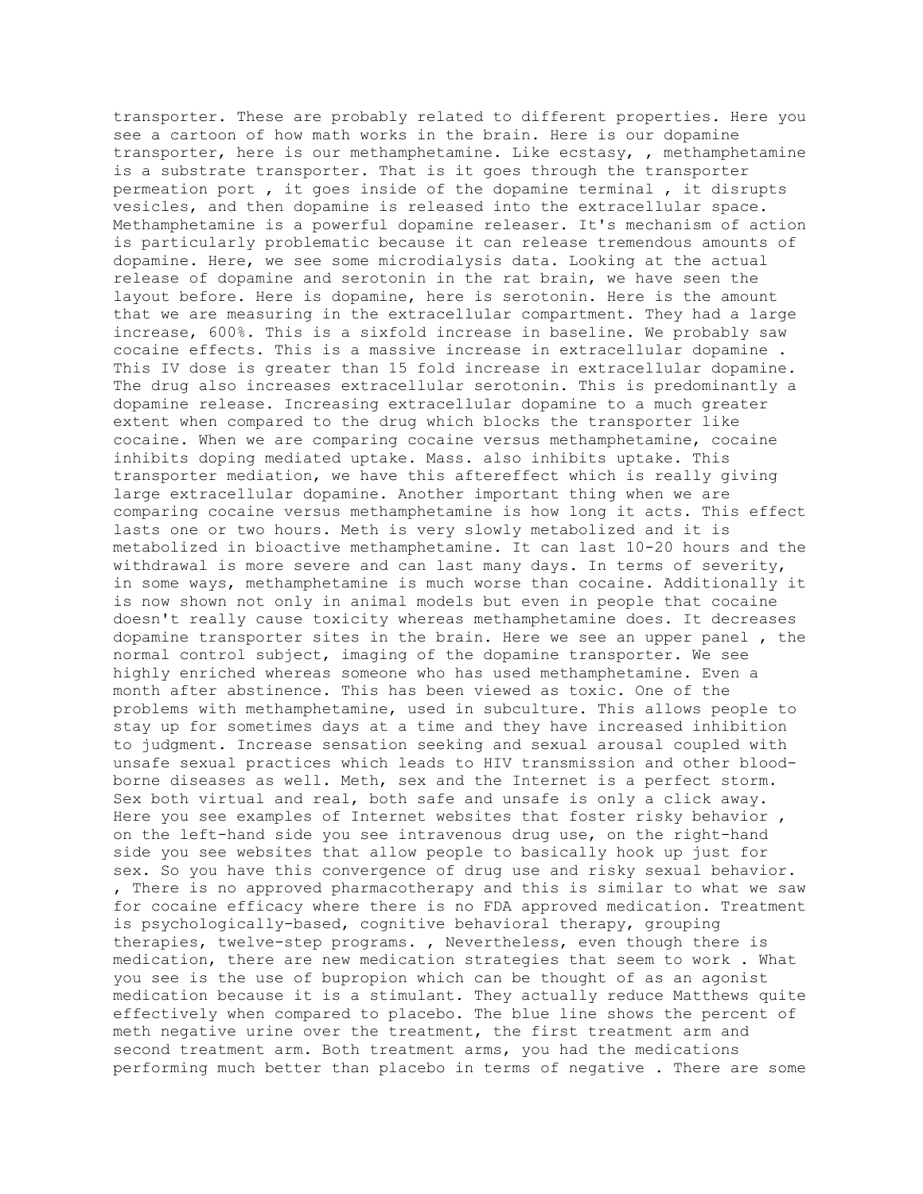transporter. These are probably related to different properties. Here you see a cartoon of how math works in the brain. Here is our dopamine transporter, here is our methamphetamine. Like ecstasy, , methamphetamine is a substrate transporter. That is it goes through the transporter permeation port , it goes inside of the dopamine terminal , it disrupts vesicles, and then dopamine is released into the extracellular space. Methamphetamine is a powerful dopamine releaser. It's mechanism of action is particularly problematic because it can release tremendous amounts of dopamine. Here, we see some microdialysis data. Looking at the actual release of dopamine and serotonin in the rat brain, we have seen the layout before. Here is dopamine, here is serotonin. Here is the amount that we are measuring in the extracellular compartment. They had a large increase, 600%. This is a sixfold increase in baseline. We probably saw cocaine effects. This is a massive increase in extracellular dopamine . This IV dose is greater than 15 fold increase in extracellular dopamine. The drug also increases extracellular serotonin. This is predominantly a dopamine release. Increasing extracellular dopamine to a much greater extent when compared to the drug which blocks the transporter like cocaine. When we are comparing cocaine versus methamphetamine, cocaine inhibits doping mediated uptake. Mass. also inhibits uptake. This transporter mediation, we have this aftereffect which is really giving large extracellular dopamine. Another important thing when we are comparing cocaine versus methamphetamine is how long it acts. This effect lasts one or two hours. Meth is very slowly metabolized and it is metabolized in bioactive methamphetamine. It can last 10-20 hours and the withdrawal is more severe and can last many days. In terms of severity, in some ways, methamphetamine is much worse than cocaine. Additionally it is now shown not only in animal models but even in people that cocaine doesn't really cause toxicity whereas methamphetamine does. It decreases dopamine transporter sites in the brain. Here we see an upper panel , the normal control subject, imaging of the dopamine transporter. We see highly enriched whereas someone who has used methamphetamine. Even a month after abstinence. This has been viewed as toxic. One of the problems with methamphetamine, used in subculture. This allows people to stay up for sometimes days at a time and they have increased inhibition to judgment. Increase sensation seeking and sexual arousal coupled with unsafe sexual practices which leads to HIV transmission and other blood-borne diseases as well. Meth, sex and the Internet is a perfect storm. Sex both virtual and real, both safe and unsafe is only a click away. Here you see examples of Internet websites that foster risky behavior , on the left-hand side you see intravenous drug use, on the right-hand side you see websites that allow people to basically hook up just for sex. So you have this convergence of drug use and risky sexual behavior. , There is no approved pharmacotherapy and this is similar to what we saw for cocaine efficacy where there is no FDA approved medication. Treatment is psychologically-based, cognitive behavioral therapy, grouping therapies, twelve-step programs. , Nevertheless, even though there is medication, there are new medication strategies that seem to work . What you see is the use of bupropion which can be thought of as an agonist medication because it is a stimulant. They actually reduce Matthews quite effectively when compared to placebo. The blue line shows the percent of meth negative urine over the treatment, the first treatment arm and second treatment arm. Both treatment arms, you had the medications performing much better than placebo in terms of negative . There are some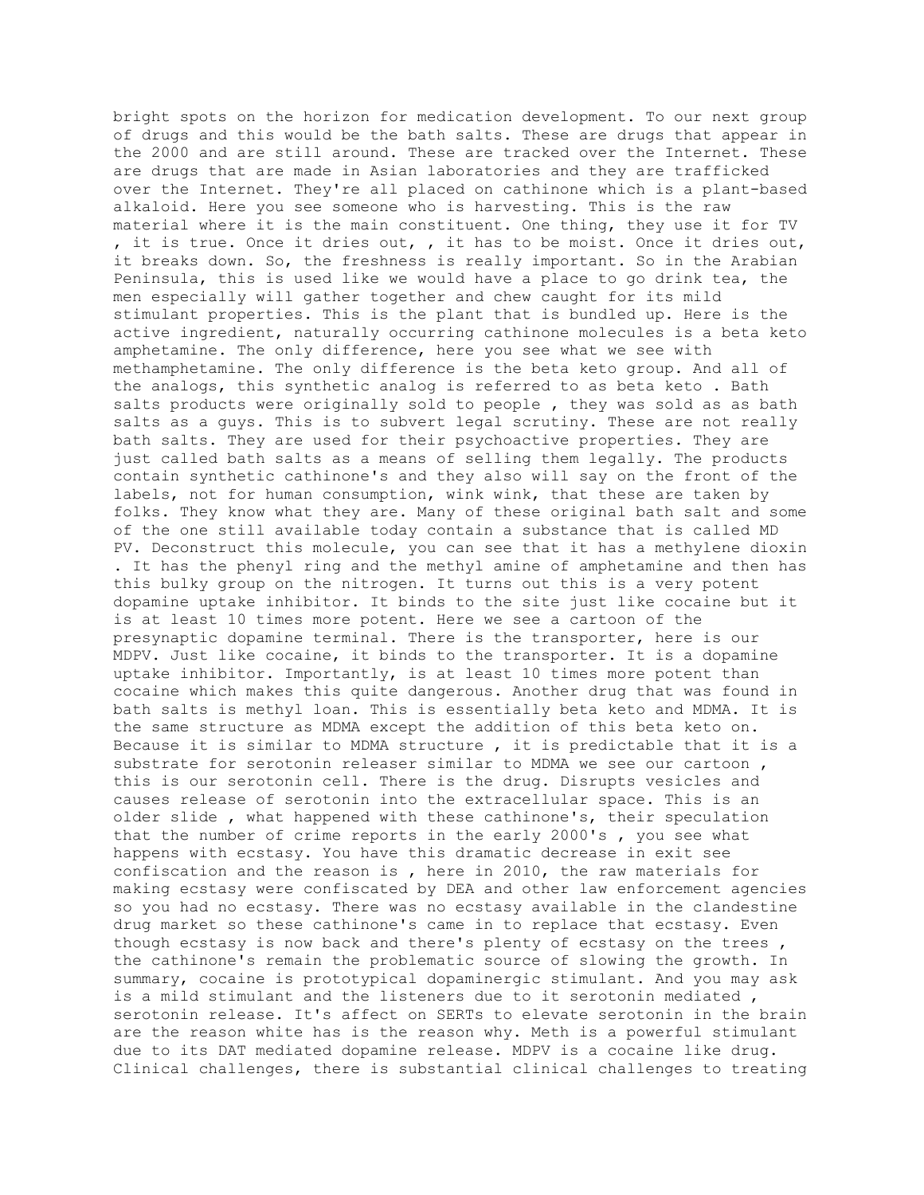bright spots on the horizon for medication development. To our next group of drugs and this would be the bath salts. These are drugs that appear in the 2000 and are still around. These are tracked over the Internet. These are drugs that are made in Asian laboratories and they are trafficked over the Internet. They're all placed on cathinone which is a plant-based alkaloid. Here you see someone who is harvesting. This is the raw material where it is the main constituent. One thing, they use it for TV , it is true. Once it dries out, , it has to be moist. Once it dries out, it breaks down. So, the freshness is really important. So in the Arabian Peninsula, this is used like we would have a place to go drink tea, the men especially will gather together and chew caught for its mild stimulant properties. This is the plant that is bundled up. Here is the active ingredient, naturally occurring cathinone molecules is a beta keto amphetamine. The only difference, here you see what we see with methamphetamine. The only difference is the beta keto group. And all of the analogs, this synthetic analog is referred to as beta keto . Bath salts products were originally sold to people , they was sold as as bath salts as a guys. This is to subvert legal scrutiny. These are not really bath salts. They are used for their psychoactive properties. They are just called bath salts as a means of selling them legally. The products contain synthetic cathinone's and they also will say on the front of the labels, not for human consumption, wink wink, that these are taken by folks. They know what they are. Many of these original bath salt and some of the one still available today contain a substance that is called MD PV. Deconstruct this molecule, you can see that it has a methylene dioxin . It has the phenyl ring and the methyl amine of amphetamine and then has this bulky group on the nitrogen. It turns out this is a very potent dopamine uptake inhibitor. It binds to the site just like cocaine but it is at least 10 times more potent. Here we see a cartoon of the presynaptic dopamine terminal. There is the transporter, here is our MDPV. Just like cocaine, it binds to the transporter. It is a dopamine uptake inhibitor. Importantly, is at least 10 times more potent than cocaine which makes this quite dangerous. Another drug that was found in bath salts is methyl loan. This is essentially beta keto and MDMA. It is the same structure as MDMA except the addition of this beta keto on. Because it is similar to MDMA structure , it is predictable that it is a substrate for serotonin releaser similar to MDMA we see our cartoon , this is our serotonin cell. There is the drug. Disrupts vesicles and causes release of serotonin into the extracellular space. This is an older slide , what happened with these cathinone's, their speculation that the number of crime reports in the early 2000's , you see what happens with ecstasy. You have this dramatic decrease in exit see confiscation and the reason is , here in 2010, the raw materials for making ecstasy were confiscated by DEA and other law enforcement agencies so you had no ecstasy. There was no ecstasy available in the clandestine drug market so these cathinone's came in to replace that ecstasy. Even though ecstasy is now back and there's plenty of ecstasy on the trees , the cathinone's remain the problematic source of slowing the growth. In summary, cocaine is prototypical dopaminergic stimulant. And you may ask is a mild stimulant and the listeners due to it serotonin mediated , serotonin release. It's affect on SERTs to elevate serotonin in the brain are the reason white has is the reason why. Meth is a powerful stimulant due to its DAT mediated dopamine release. MDPV is a cocaine like drug. Clinical challenges, there is substantial clinical challenges to treating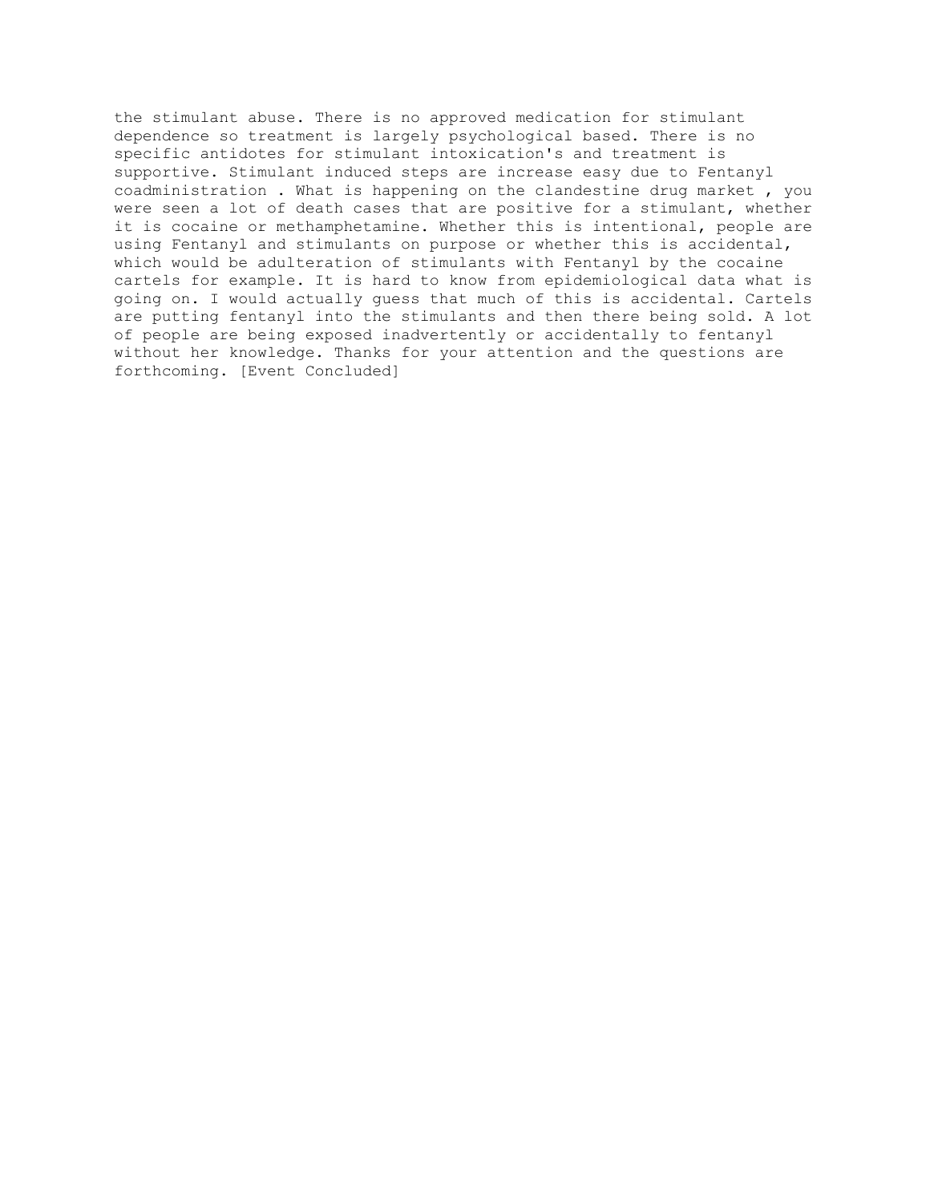the stimulant abuse. There is no approved medication for stimulant dependence so treatment is largely psychological based. There is no specific antidotes for stimulant intoxication's and treatment is supportive. Stimulant induced steps are increase easy due to Fentanyl coadministration . What is happening on the clandestine drug market , you were seen a lot of death cases that are positive for a stimulant, whether it is cocaine or methamphetamine. Whether this is intentional, people are using Fentanyl and stimulants on purpose or whether this is accidental, which would be adulteration of stimulants with Fentanyl by the cocaine cartels for example. It is hard to know from epidemiological data what is going on. I would actually guess that much of this is accidental. Cartels are putting fentanyl into the stimulants and then there being sold. A lot of people are being exposed inadvertently or accidentally to fentanyl without her knowledge. Thanks for your attention and the questions are forthcoming. [Event Concluded]